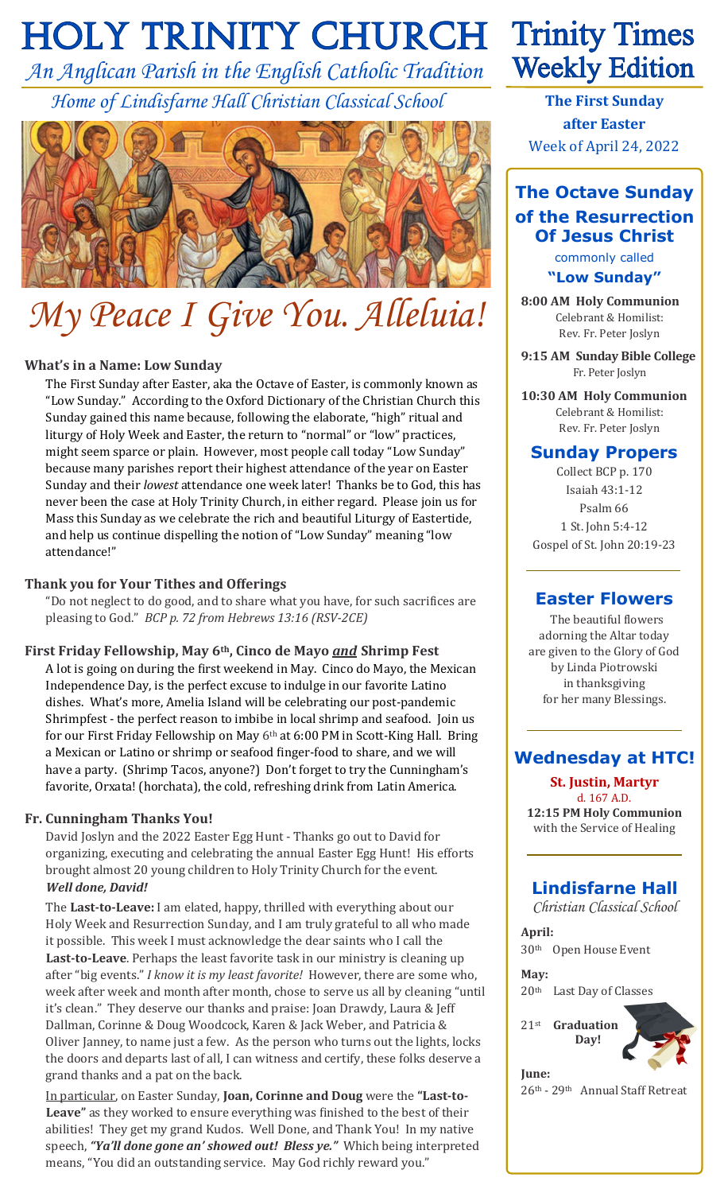# HOLY TRINITY CHURCH

*An Anglican Parish in the English Catholic Tradition*

*Home of Lindisfarne Hall Christian Classical School*

# My Peace I Give You. Alleluia!

### What's in a Name: Low Sunday

The First Sunday after Easter, aka the Octave of Easter, is commonly known as "Low Sunday." According to the Oxford Dictionary of the Christian Church this Sunday gained this name because, following the elaborate, "high" ritual and liturgy of Holy Week and Easter, the return to "normal" or "low" practices, might seem sparce or plain. However, most people call today "Low Sunday" because many parishes report their highest attendance of the year on Easter Sunday and their *lowest* attendance one week later! Thanks be to God, this has never been the case at Holy Trinity Church, in either regard. Please join us for Mass this Sunday as we celebrate the rich and beautiful Liturgy of Eastertide, and help us continue dispelling the notion of "Low Sunday" meaning "low attendance!"

### Thank you for Your Tithes and Offerings

"Do not neglect to do good, and to share what you have, for such sacrifices are pleasing to God." *BCP p. 72 from Hebrews 13:16 (RSV-2CE)*

### First Friday Fellowship, May 6th, Cinco de Mayo ***and*** Shrimp Fest

A lot is going on during the first weekend in May. Cinco do Mayo, the Mexican Independence Day, is the perfect excuse to indulge in our favorite Latino dishes. What's more, Amelia Island will be celebrating our post-pandemic Shrimpfest - the perfect reason to imbibe in local shrimp and seafood. Join us for our First Friday Fellowship on May 6th at 6:00 PM in Scott-King Hall. Bring a Mexican or Latino or shrimp or seafood finger-food to share, and we will have a party. (Shrimp Tacos, anyone?) Don't forget to try the Cunningham's favorite, Orxata! (horchata), the cold, refreshing drink from Latin America.

### Fr. Cunningham Thanks You!

David Joslyn and the 2022 Easter Egg Hunt - Thanks go out to David for organizing, executing and celebrating the annual Easter Egg Hunt! His efforts brought almost 20 young children to Holy Trinity Church for the event. ***Well done, David!***

The **Last-to-Leave:** I am elated, happy, thrilled with everything about our Holy Week and Resurrection Sunday, and I am truly grateful to all who made it possible. This week I must acknowledge the dear saints who I call the **Last-to-Leave**. Perhaps the least favorite task in our ministry is cleaning up after "big events." *I know it is my least favorite!* However, there are some who, week after week and month after month, chose to serve us all by cleaning "until it's clean." They deserve our thanks and praise: Joan Drawdy, Laura & Jeff Dallman, Corinne & Doug Woodcock, Karen & Jack Weber, and Patricia & Oliver Janney, to name just a few. As the person who turns out the lights, locks the doors and departs last of all, I can witness and certify, these folks deserve a grand thanks and a pat on the back.

In particular, on Easter Sunday, **Joan, Corinne and Doug** were the **"Last-to-Leave"** as they worked to ensure everything was finished to the best of their abilities! They get my grand Kudos. Well Done, and Thank You! In my native speech, ***"Ya'll done gone an' showed out! Bless ye."*** Which being interpreted means, "You did an outstanding service. May God richly reward you."

# Trinity Times Weekly Edition

**The First Sunday after Easter**
Week of April 24, 2022

## The Octave Sunday of the Resurrection Of Jesus Christ

commonly called
**"Low Sunday"**

**8:00 AM Holy Communion**
Celebrant & Homilist:
Rev. Fr. Peter Joslyn

**9:15 AM Sunday Bible College**
Fr. Peter Joslyn

**10:30 AM Holy Communion**
Celebrant & Homilist:
Rev. Fr. Peter Joslyn

## Sunday Propers

Collect BCP p. 170
Isaiah 43:1-12
Psalm 66
1 St. John 5:4-12
Gospel of St. John 20:19-23

## Easter Flowers

The beautiful flowers adorning the Altar today are given to the Glory of God by Linda Piotrowski in thanksgiving for her many Blessings.

## Wednesday at HTC!

**St. Justin, Martyr**
d. 167 A.D.
**12:15 PM Holy Communion**
with the Service of Healing

## Lindisfarne Hall

*Christian Classical School*

**April:**
30th Open House Event

**May:**
20th Last Day of Classes

21st **Graduation Day!**

**June:**
26th - 29th Annual Staff Retreat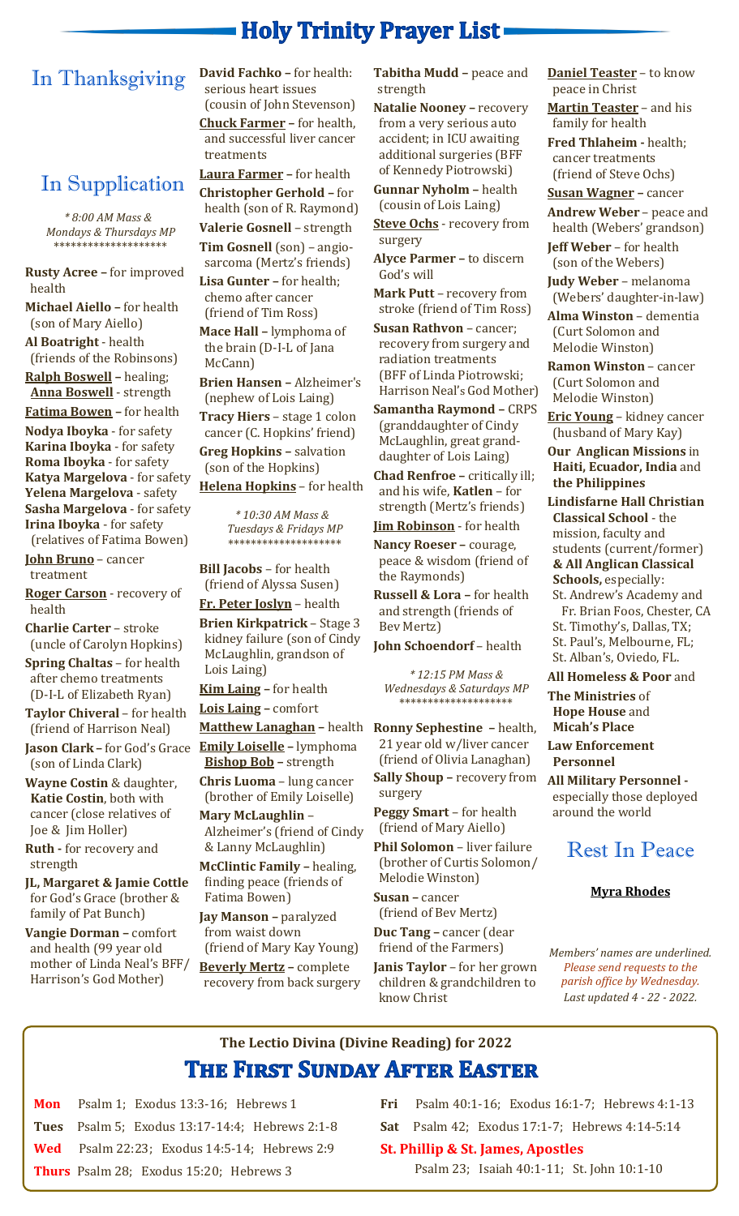# Holy Trinity Prayer List

## In Thanksgiving

## In Supplication

*\* 8:00 AM Mass &*
*Mondays & Thursdays MP*
*********************

**Rusty Acree –** for improved health

**Michael Aiello –** for health (son of Mary Aiello)

**Al Boatright** - health (friends of the Robinsons)

**Ralph Boswell –** healing; **Anna Boswell** - strength

**Fatima Bowen –** for health

**Nodya Iboyka** - for safety
**Karina Iboyka** - for safety
**Roma Iboyka** - for safety
**Katya Margelova** - for safety
**Yelena Margelova** - safety
**Sasha Margelova** - for safety
**Irina Iboyka** - for safety (relatives of Fatima Bowen)

**John Bruno** – cancer treatment

**Roger Carson** - recovery of health

**Charlie Carter** – stroke (uncle of Carolyn Hopkins)

**Spring Chaltas** – for health after chemo treatments (D-I-L of Elizabeth Ryan)

**Taylor Chiveral** – for health (friend of Harrison Neal)

**Jason Clark –** for God's Grace (son of Linda Clark)

**Wayne Costin** & daughter, **Katie Costin**, both with cancer (close relatives of Joe & Jim Holler)

**Ruth -** for recovery and strength

**JL, Margaret & Jamie Cottle** for God's Grace (brother & family of Pat Bunch)

**Vangie Dorman –** comfort and health (99 year old mother of Linda Neal's BFF/ Harrison's God Mother)

**David Fachko –** for health: serious heart issues (cousin of John Stevenson)

**Chuck Farmer –** for health, and successful liver cancer treatments

**Laura Farmer –** for health

**Christopher Gerhold –** for health (son of R. Raymond)

**Valerie Gosnell** – strength

**Tim Gosnell** (son) – angiosarcoma (Mertz's friends)

**Lisa Gunter –** for health; chemo after cancer (friend of Tim Ross)

**Mace Hall –** lymphoma of the brain (D-I-L of Jana McCann)

**Brien Hansen –** Alzheimer's (nephew of Lois Laing)

**Tracy Hiers** – stage 1 colon cancer (C. Hopkins' friend)

**Greg Hopkins –** salvation (son of the Hopkins)

**Helena Hopkins** – for health

*\* 10:30 AM Mass &*
*Tuesdays & Fridays MP*
*********************

**Bill Jacobs** – for health (friend of Alyssa Susen)

**Fr. Peter Joslyn** – health

**Brien Kirkpatrick** – Stage 3 kidney failure (son of Cindy McLaughlin, grandson of Lois Laing)

**Kim Laing –** for health

**Lois Laing –** comfort

**Matthew Lanaghan –** health

**Emily Loiselle –** lymphoma
**Bishop Bob –** strength

**Chris Luoma** – lung cancer (brother of Emily Loiselle)

**Mary McLaughlin** – Alzheimer's (friend of Cindy & Lanny McLaughlin)

**McClintic Family –** healing, finding peace (friends of Fatima Bowen)

**Jay Manson –** paralyzed from waist down (friend of Mary Kay Young)

**Beverly Mertz –** complete recovery from back surgery

**Tabitha Mudd –** peace and strength

**Natalie Nooney –** recovery from a very serious auto accident; in ICU awaiting additional surgeries (BFF of Kennedy Piotrowski)

**Gunnar Nyholm –** health (cousin of Lois Laing)

**Steve Ochs** - recovery from surgery

**Alyce Parmer –** to discern God's will

**Mark Putt** – recovery from stroke (friend of Tim Ross)

**Susan Rathvon** – cancer; recovery from surgery and radiation treatments (BFF of Linda Piotrowski; Harrison Neal's God Mother)

**Samantha Raymond –** CRPS (granddaughter of Cindy McLaughlin, great granddaughter of Lois Laing)

**Chad Renfroe –** critically ill; and his wife, **Katlen** – for strength (Mertz's friends)

**Jim Robinson** - for health

**Nancy Roeser –** courage, peace & wisdom (friend of the Raymonds)

**Russell & Lora –** for health and strength (friends of Bev Mertz)

**John Schoendorf** – health

*\* 12:15 PM Mass &*
*Wednesdays & Saturdays MP*
*********************

**Ronny Sephestine –** health, 21 year old w/liver cancer (friend of Olivia Lanaghan)

**Sally Shoup –** recovery from surgery

**Peggy Smart** – for health (friend of Mary Aiello)

**Phil Solomon** – liver failure (brother of Curtis Solomon/ Melodie Winston)

**Susan –** cancer (friend of Bev Mertz)

**Duc Tang –** cancer (dear friend of the Farmers)

**Janis Taylor** – for her grown children & grandchildren to know Christ

**Daniel Teaster** – to know peace in Christ

**Martin Teaster** – and his family for health

**Fred Thlaheim -** health; cancer treatments (friend of Steve Ochs)

**Susan Wagner –** cancer

**Andrew Weber** – peace and health (Webers' grandson)

**Jeff Weber** – for health (son of the Webers)

**Judy Weber** – melanoma (Webers' daughter-in-law)

**Alma Winston** – dementia (Curt Solomon and Melodie Winston)

**Ramon Winston** – cancer (Curt Solomon and Melodie Winston)

**Eric Young** – kidney cancer (husband of Mary Kay)

**Our Anglican Missions** in **Haiti, Ecuador, India** and **the Philippines**

**Lindisfarne Hall Christian Classical School** - the mission, faculty and students (current/former) **& All Anglican Classical Schools,** especially:
St. Andrew's Academy and Fr. Brian Foos, Chester, CA
St. Timothy's, Dallas, TX;
St. Paul's, Melbourne, FL;
St. Alban's, Oviedo, FL.

**All Homeless & Poor** and

**The Ministries** of **Hope House** and **Micah's Place**

**Law Enforcement Personnel**

**All Military Personnel -** especially those deployed around the world

## Rest In Peace

**Myra Rhodes**

*Members' names are underlined.*
*Please send requests to the parish office by Wednesday.*
*Last updated 4 - 22 - 2022.*

---

**The Lectio Divina (Divine Reading) for 2022**

## The First Sunday After Easter

**Mon** Psalm 1; Exodus 13:3-16; Hebrews 1

**Tues** Psalm 5; Exodus 13:17-14:4; Hebrews 2:1-8

**Wed** Psalm 22:23; Exodus 14:5-14; Hebrews 2:9

**Thurs** Psalm 28; Exodus 15:20; Hebrews 3

**Fri** Psalm 40:1-16; Exodus 16:1-7; Hebrews 4:1-13

**Sat** Psalm 42; Exodus 17:1-7; Hebrews 4:14-5:14

**St. Phillip & St. James, Apostles**
Psalm 23; Isaiah 40:1-11; St. John 10:1-10